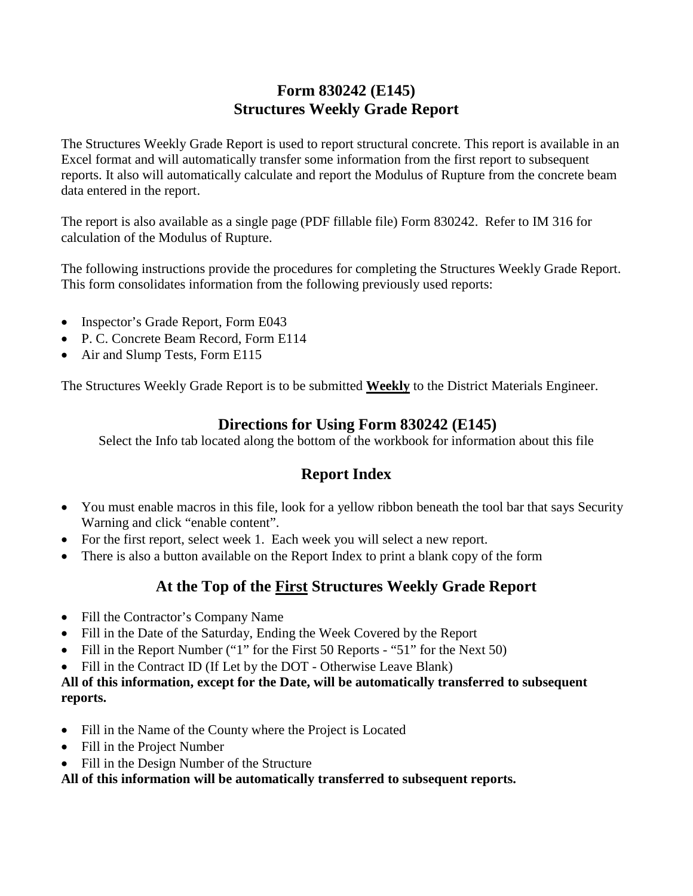# Form 830242 (E145)
# Structures Weekly Grade Report

The Structures Weekly Grade Report is used to report structural concrete. This report is available in an Excel format and will automatically transfer some information from the first report to subsequent reports. It also will automatically calculate and report the Modulus of Rupture from the concrete beam data entered in the report.

The report is also available as a single page (PDF fillable file) Form 830242. Refer to IM 316 for calculation of the Modulus of Rupture.

The following instructions provide the procedures for completing the Structures Weekly Grade Report. This form consolidates information from the following previously used reports:

- Inspector's Grade Report, Form E043
- P. C. Concrete Beam Record, Form E114
- Air and Slump Tests, Form E115

The Structures Weekly Grade Report is to be submitted **<u>Weekly</u>** to the District Materials Engineer.

## Directions for Using Form 830242 (E145)

Select the Info tab located along the bottom of the workbook for information about this file

## Report Index

- You must enable macros in this file, look for a yellow ribbon beneath the tool bar that says Security Warning and click "enable content".
- For the first report, select week 1. Each week you will select a new report.
- There is also a button available on the Report Index to print a blank copy of the form

## At the Top of the <u>First</u> Structures Weekly Grade Report

- Fill the Contractor's Company Name
- Fill in the Date of the Saturday, Ending the Week Covered by the Report
- Fill in the Report Number ("1" for the First 50 Reports - "51" for the Next 50)
- Fill in the Contract ID (If Let by the DOT - Otherwise Leave Blank)

**All of this information, except for the Date, will be automatically transferred to subsequent reports.**

- Fill in the Name of the County where the Project is Located
- Fill in the Project Number
- Fill in the Design Number of the Structure

**All of this information will be automatically transferred to subsequent reports.**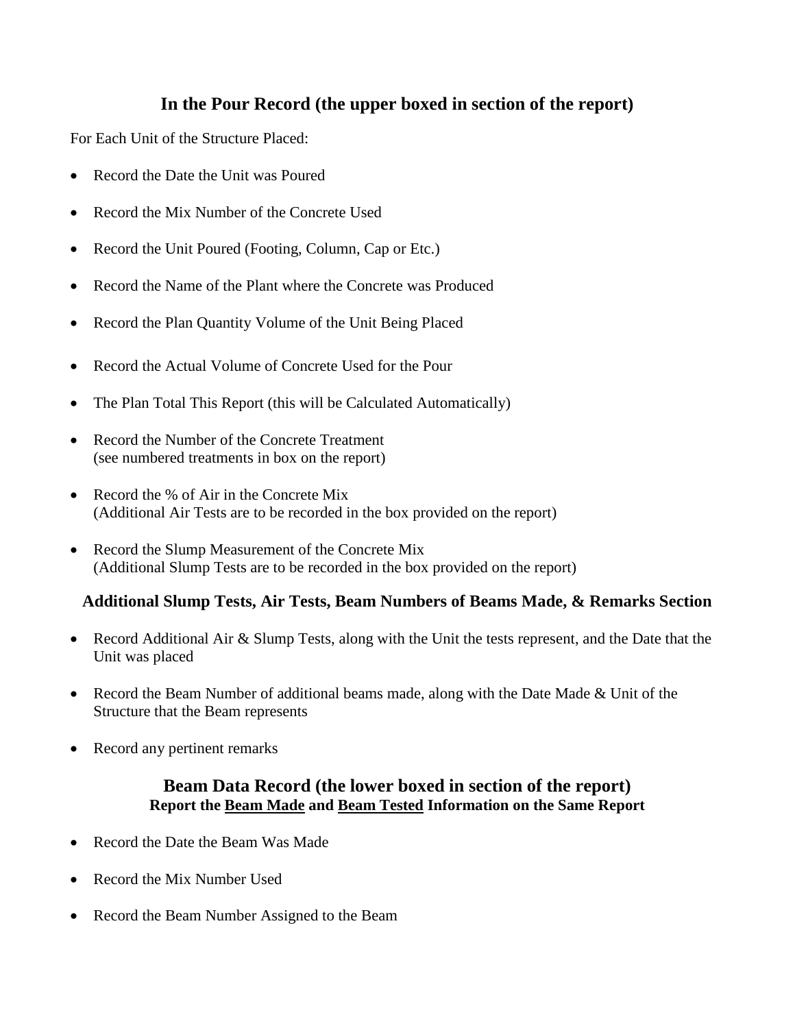## In the Pour Record (the upper boxed in section of the report)

For Each Unit of the Structure Placed:

- Record the Date the Unit was Poured
- Record the Mix Number of the Concrete Used
- Record the Unit Poured (Footing, Column, Cap or Etc.)
- Record the Name of the Plant where the Concrete was Produced
- Record the Plan Quantity Volume of the Unit Being Placed
- Record the Actual Volume of Concrete Used for the Pour
- The Plan Total This Report (this will be Calculated Automatically)
- Record the Number of the Concrete Treatment
  (see numbered treatments in box on the report)
- Record the % of Air in the Concrete Mix
  (Additional Air Tests are to be recorded in the box provided on the report)
- Record the Slump Measurement of the Concrete Mix
  (Additional Slump Tests are to be recorded in the box provided on the report)

### Additional Slump Tests, Air Tests, Beam Numbers of Beams Made, & Remarks Section

- Record Additional Air & Slump Tests, along with the Unit the tests represent, and the Date that the Unit was placed
- Record the Beam Number of additional beams made, along with the Date Made & Unit of the Structure that the Beam represents
- Record any pertinent remarks

## Beam Data Record (the lower boxed in section of the report)

**Report the <u>Beam Made</u> and <u>Beam Tested</u> Information on the Same Report**

- Record the Date the Beam Was Made
- Record the Mix Number Used
- Record the Beam Number Assigned to the Beam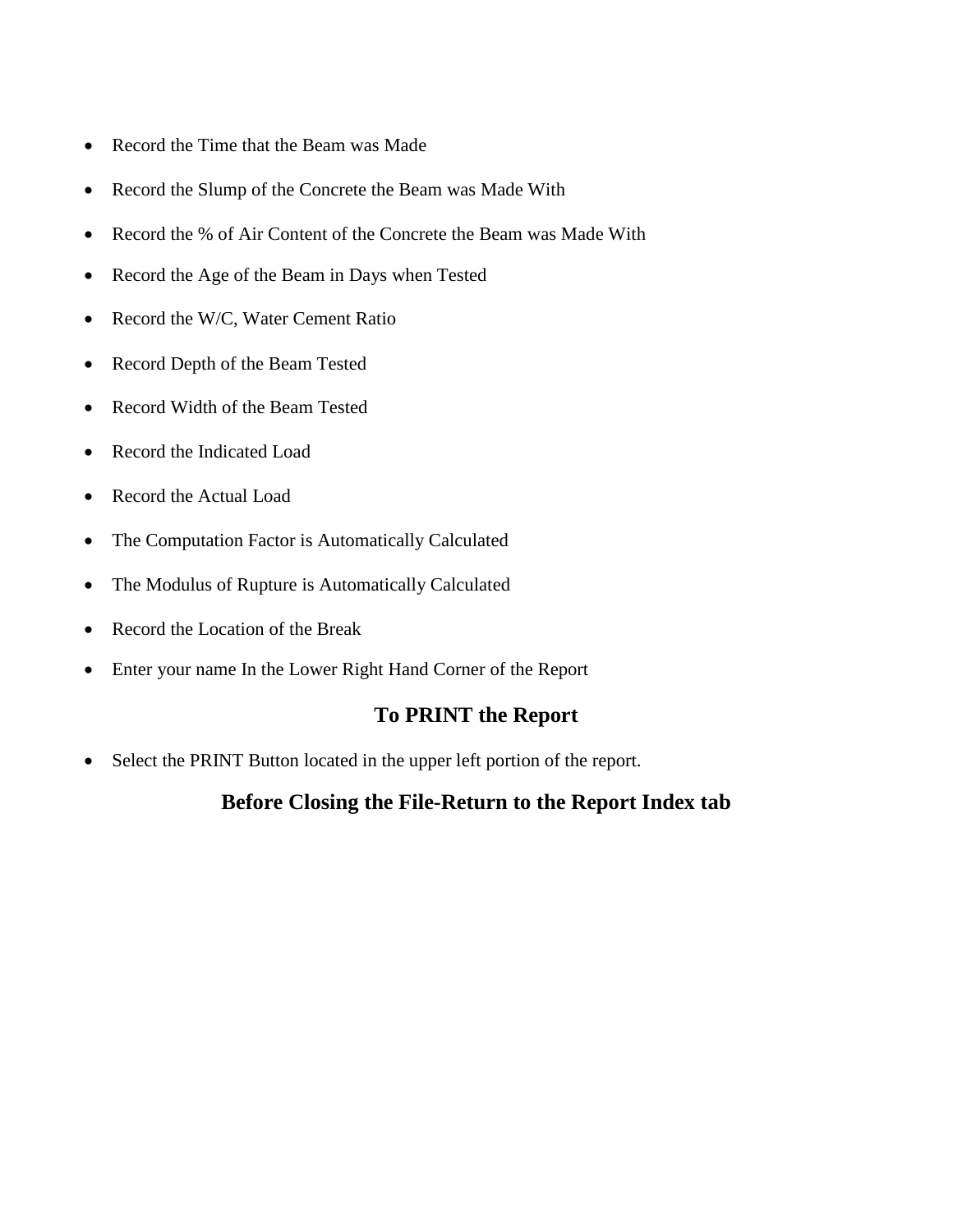- Record the Time that the Beam was Made
- Record the Slump of the Concrete the Beam was Made With
- Record the % of Air Content of the Concrete the Beam was Made With
- Record the Age of the Beam in Days when Tested
- Record the W/C, Water Cement Ratio
- Record Depth of the Beam Tested
- Record Width of the Beam Tested
- Record the Indicated Load
- Record the Actual Load
- The Computation Factor is Automatically Calculated
- The Modulus of Rupture is Automatically Calculated
- Record the Location of the Break
- Enter your name In the Lower Right Hand Corner of the Report

## To PRINT the Report

- Select the PRINT Button located in the upper left portion of the report.

## Before Closing the File-Return to the Report Index tab